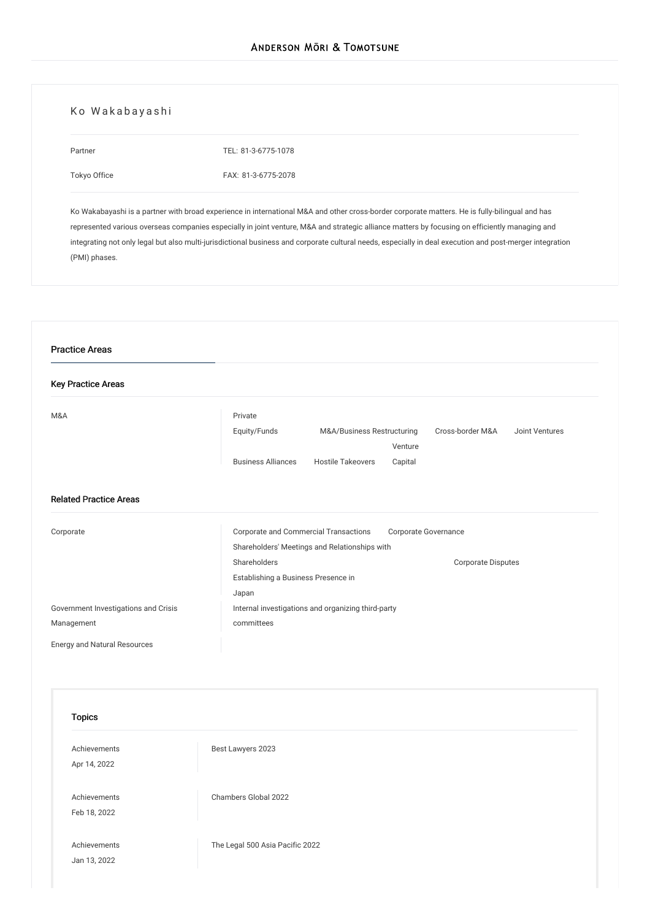Anderson Mōri & Tomotsune

# Ko Wakabayashi

Partner — TEL: 81-3-6775-1078

Tokyo Office — FAX: 81-3-6775-2078

Ko Wakabayashi is a partner with broad experience in international M&A and other cross-border corporate matters. He is fully-bilingual and has represented various overseas companies especially in joint venture, M&A and strategic alliance matters by focusing on efficiently managing and integrating not only legal but also multi-jurisdictional business and corporate cultural needs, especially in deal execution and post-merger integration (PMI) phases.

## Practice Areas

### Key Practice Areas

| | |
|---|---|
| M&A | Private Equity/Funds, M&A/Business Restructuring, Cross-border M&A, Joint Ventures, Business Alliances, Hostile Takeovers, Venture Capital |

### Related Practice Areas

| | |
|---|---|
| Corporate | Corporate and Commercial Transactions, Corporate Governance, Shareholders' Meetings and Relationships with Shareholders, Corporate Disputes, Establishing a Business Presence in Japan |
| Government Investigations and Crisis Management | Internal investigations and organizing third-party committees |
| Energy and Natural Resources | |

### Topics

| | |
|---|---|
| Achievements<br>Apr 14, 2022 | Best Lawyers 2023 |
| Achievements<br>Feb 18, 2022 | Chambers Global 2022 |
| Achievements<br>Jan 13, 2022 | The Legal 500 Asia Pacific 2022 |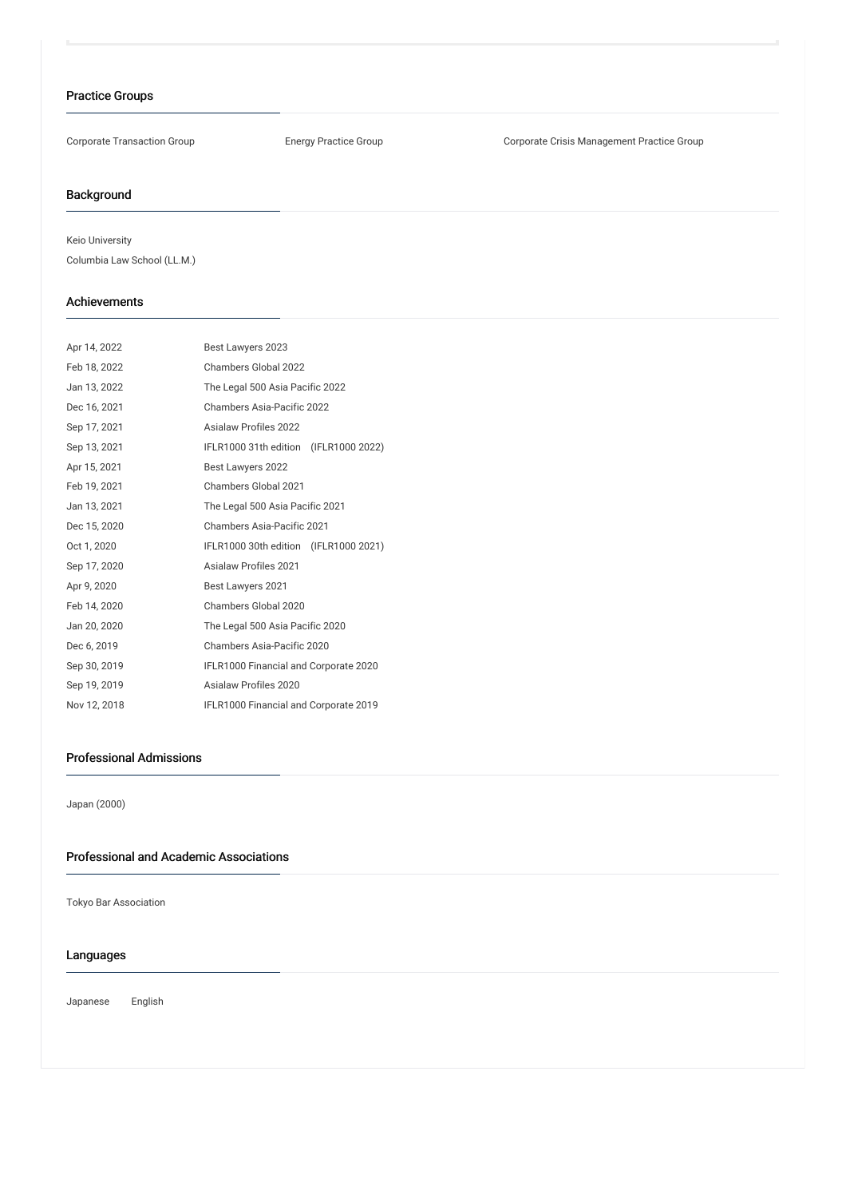## Practice Groups

Corporate Transaction Group

Energy Practice Group

Corporate Crisis Management Practice Group

## Background

Keio University

Columbia Law School (LL.M.)

## Achievements

| | |
|---|---|
| Apr 14, 2022 | Best Lawyers 2023 |
| Feb 18, 2022 | Chambers Global 2022 |
| Jan 13, 2022 | The Legal 500 Asia Pacific 2022 |
| Dec 16, 2021 | Chambers Asia-Pacific 2022 |
| Sep 17, 2021 | Asialaw Profiles 2022 |
| Sep 13, 2021 | IFLR1000 31th edition (IFLR1000 2022) |
| Apr 15, 2021 | Best Lawyers 2022 |
| Feb 19, 2021 | Chambers Global 2021 |
| Jan 13, 2021 | The Legal 500 Asia Pacific 2021 |
| Dec 15, 2020 | Chambers Asia-Pacific 2021 |
| Oct 1, 2020 | IFLR1000 30th edition (IFLR1000 2021) |
| Sep 17, 2020 | Asialaw Profiles 2021 |
| Apr 9, 2020 | Best Lawyers 2021 |
| Feb 14, 2020 | Chambers Global 2020 |
| Jan 20, 2020 | The Legal 500 Asia Pacific 2020 |
| Dec 6, 2019 | Chambers Asia-Pacific 2020 |
| Sep 30, 2019 | IFLR1000 Financial and Corporate 2020 |
| Sep 19, 2019 | Asialaw Profiles 2020 |
| Nov 12, 2018 | IFLR1000 Financial and Corporate 2019 |

## Professional Admissions

Japan (2000)

## Professional and Academic Associations

Tokyo Bar Association

## Languages

Japanese English